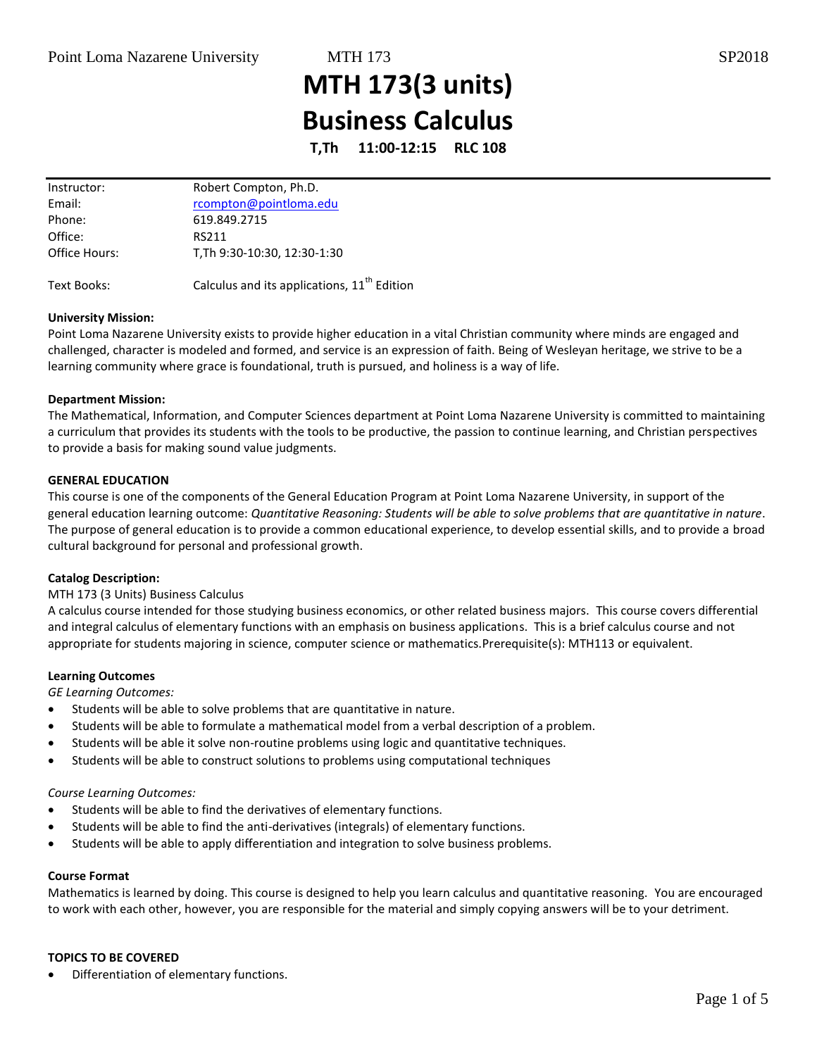# MTH 173(3 units)
# Business Calculus

**T,Th 11:00-12:15 RLC 108**

| | |
|---|---|
| Instructor: | Robert Compton, Ph.D. |
| Email: | rcompton@pointloma.edu |
| Phone: | 619.849.2715 |
| Office: | RS211 |
| Office Hours: | T,Th 9:30-10:30, 12:30-1:30 |
| Text Books: | Calculus and its applications, 11th Edition |

**University Mission:**
Point Loma Nazarene University exists to provide higher education in a vital Christian community where minds are engaged and challenged, character is modeled and formed, and service is an expression of faith. Being of Wesleyan heritage, we strive to be a learning community where grace is foundational, truth is pursued, and holiness is a way of life.

**Department Mission:**
The Mathematical, Information, and Computer Sciences department at Point Loma Nazarene University is committed to maintaining a curriculum that provides its students with the tools to be productive, the passion to continue learning, and Christian perspectives to provide a basis for making sound value judgments.

**GENERAL EDUCATION**
This course is one of the components of the General Education Program at Point Loma Nazarene University, in support of the general education learning outcome: *Quantitative Reasoning: Students will be able to solve problems that are quantitative in nature*. The purpose of general education is to provide a common educational experience, to develop essential skills, and to provide a broad cultural background for personal and professional growth.

**Catalog Description:**
MTH 173 (3 Units) Business Calculus
A calculus course intended for those studying business economics, or other related business majors. This course covers differential and integral calculus of elementary functions with an emphasis on business applications. This is a brief calculus course and not appropriate for students majoring in science, computer science or mathematics.Prerequisite(s): MTH113 or equivalent.

**Learning Outcomes**
*GE Learning Outcomes:*

- Students will be able to solve problems that are quantitative in nature.
- Students will be able to formulate a mathematical model from a verbal description of a problem.
- Students will be able it solve non-routine problems using logic and quantitative techniques.
- Students will be able to construct solutions to problems using computational techniques

*Course Learning Outcomes:*

- Students will be able to find the derivatives of elementary functions.
- Students will be able to find the anti-derivatives (integrals) of elementary functions.
- Students will be able to apply differentiation and integration to solve business problems.

**Course Format**
Mathematics is learned by doing. This course is designed to help you learn calculus and quantitative reasoning. You are encouraged to work with each other, however, you are responsible for the material and simply copying answers will be to your detriment.

**TOPICS TO BE COVERED**

- Differentiation of elementary functions.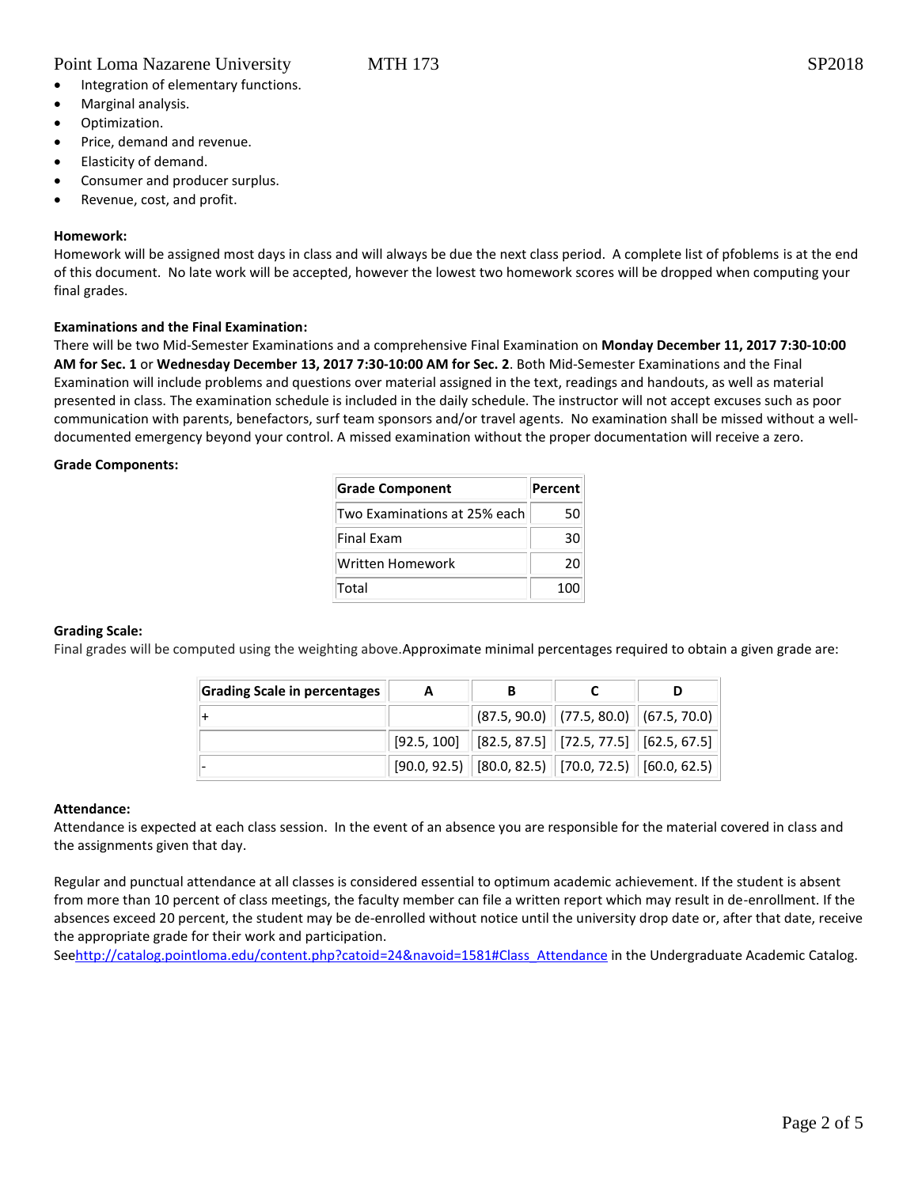- Integration of elementary functions.
- Marginal analysis.
- Optimization.
- Price, demand and revenue.
- Elasticity of demand.
- Consumer and producer surplus.
- Revenue, cost, and profit.

**Homework:**

Homework will be assigned most days in class and will always be due the next class period. A complete list of pfoblems is at the end of this document. No late work will be accepted, however the lowest two homework scores will be dropped when computing your final grades.

**Examinations and the Final Examination:**

There will be two Mid-Semester Examinations and a comprehensive Final Examination on **Monday December 11, 2017 7:30-10:00 AM for Sec. 1** or **Wednesday December 13, 2017 7:30-10:00 AM for Sec. 2**. Both Mid-Semester Examinations and the Final Examination will include problems and questions over material assigned in the text, readings and handouts, as well as material presented in class. The examination schedule is included in the daily schedule. The instructor will not accept excuses such as poor communication with parents, benefactors, surf team sponsors and/or travel agents. No examination shall be missed without a well-documented emergency beyond your control. A missed examination without the proper documentation will receive a zero.

**Grade Components:**

| **Grade Component** | **Percent** |
|---|---|
| Two Examinations at 25% each | 50 |
| Final Exam | 30 |
| Written Homework | 20 |
| Total | 100 |

**Grading Scale:**

Final grades will be computed using the weighting above.Approximate minimal percentages required to obtain a given grade are:

| **Grading Scale in percentages** | **A** | **B** | **C** | **D** |
|---|---|---|---|---|
| + | | (87.5, 90.0) | (77.5, 80.0) | (67.5, 70.0) |
| | [92.5, 100] | [82.5, 87.5] | [72.5, 77.5] | [62.5, 67.5] |
| - | [90.0, 92.5) | [80.0, 82.5) | [70.0, 72.5) | [60.0, 62.5) |

**Attendance:**

Attendance is expected at each class session. In the event of an absence you are responsible for the material covered in class and the assignments given that day.

Regular and punctual attendance at all classes is considered essential to optimum academic achievement. If the student is absent from more than 10 percent of class meetings, the faculty member can file a written report which may result in de-enrollment. If the absences exceed 20 percent, the student may be de-enrolled without notice until the university drop date or, after that date, receive the appropriate grade for their work and participation.

Seehttp://catalog.pointloma.edu/content.php?catoid=24&navoid=1581#Class_Attendance in the Undergraduate Academic Catalog.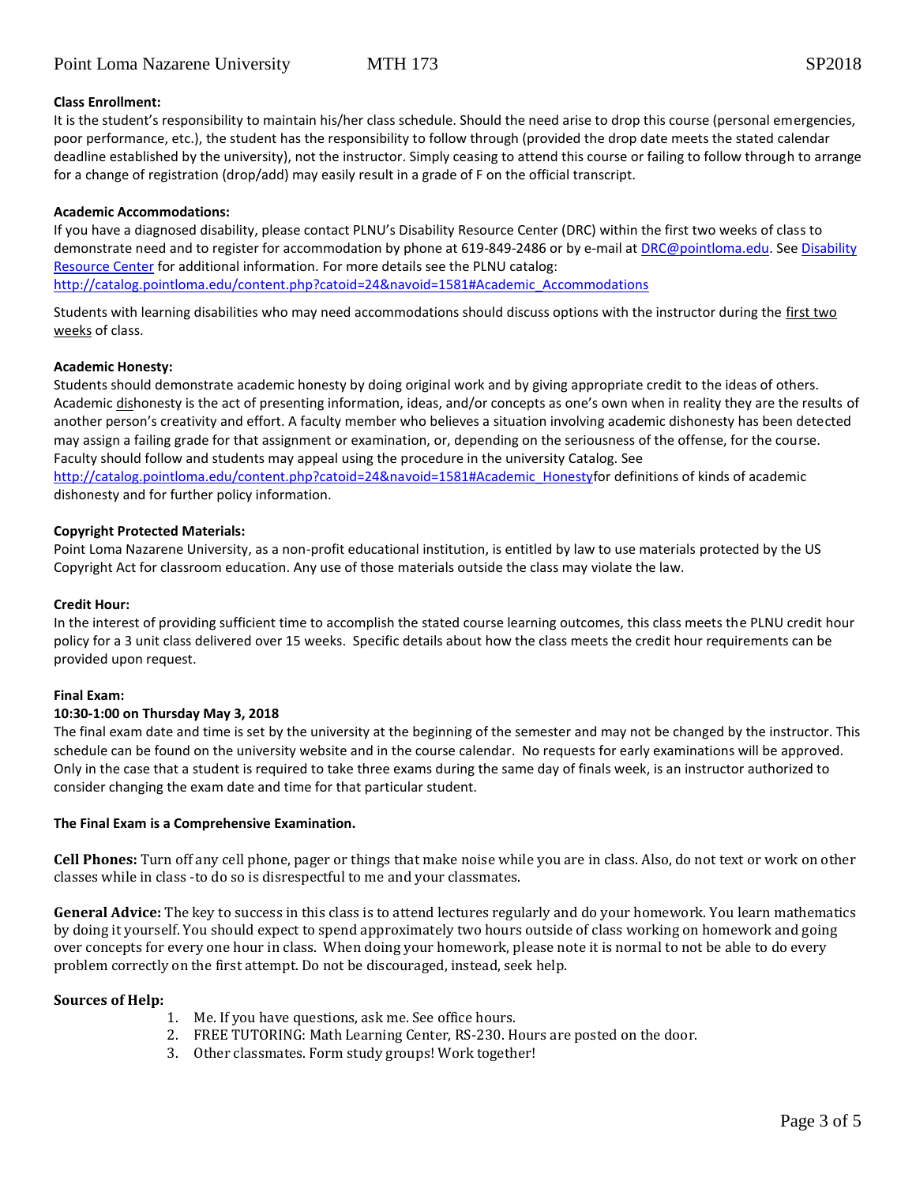**Class Enrollment:**
It is the student's responsibility to maintain his/her class schedule. Should the need arise to drop this course (personal emergencies, poor performance, etc.), the student has the responsibility to follow through (provided the drop date meets the stated calendar deadline established by the university), not the instructor. Simply ceasing to attend this course or failing to follow through to arrange for a change of registration (drop/add) may easily result in a grade of F on the official transcript.

**Academic Accommodations:**
If you have a diagnosed disability, please contact PLNU's Disability Resource Center (DRC) within the first two weeks of class to demonstrate need and to register for accommodation by phone at 619-849-2486 or by e-mail at DRC@pointloma.edu. See Disability Resource Center for additional information. For more details see the PLNU catalog:
http://catalog.pointloma.edu/content.php?catoid=24&navoid=1581#Academic_Accommodations

Students with learning disabilities who may need accommodations should discuss options with the instructor during the first two weeks of class.

**Academic Honesty:**
Students should demonstrate academic honesty by doing original work and by giving appropriate credit to the ideas of others. Academic dishonesty is the act of presenting information, ideas, and/or concepts as one's own when in reality they are the results of another person's creativity and effort. A faculty member who believes a situation involving academic dishonesty has been detected may assign a failing grade for that assignment or examination, or, depending on the seriousness of the offense, for the course. Faculty should follow and students may appeal using the procedure in the university Catalog. See http://catalog.pointloma.edu/content.php?catoid=24&navoid=1581#Academic_Honestyfor definitions of kinds of academic dishonesty and for further policy information.

**Copyright Protected Materials:**
Point Loma Nazarene University, as a non-profit educational institution, is entitled by law to use materials protected by the US Copyright Act for classroom education. Any use of those materials outside the class may violate the law.

**Credit Hour:**
In the interest of providing sufficient time to accomplish the stated course learning outcomes, this class meets the PLNU credit hour policy for a 3 unit class delivered over 15 weeks. Specific details about how the class meets the credit hour requirements can be provided upon request.

**Final Exam:**
**10:30-1:00 on Thursday May 3, 2018**
The final exam date and time is set by the university at the beginning of the semester and may not be changed by the instructor. This schedule can be found on the university website and in the course calendar. No requests for early examinations will be approved. Only in the case that a student is required to take three exams during the same day of finals week, is an instructor authorized to consider changing the exam date and time for that particular student.

**The Final Exam is a Comprehensive Examination.**

**Cell Phones:** Turn off any cell phone, pager or things that make noise while you are in class. Also, do not text or work on other classes while in class -to do so is disrespectful to me and your classmates.

**General Advice:** The key to success in this class is to attend lectures regularly and do your homework. You learn mathematics by doing it yourself. You should expect to spend approximately two hours outside of class working on homework and going over concepts for every one hour in class. When doing your homework, please note it is normal to not be able to do every problem correctly on the first attempt. Do not be discouraged, instead, seek help.

**Sources of Help:**

1. Me. If you have questions, ask me. See office hours.
2. FREE TUTORING: Math Learning Center, RS-230. Hours are posted on the door.
3. Other classmates. Form study groups! Work together!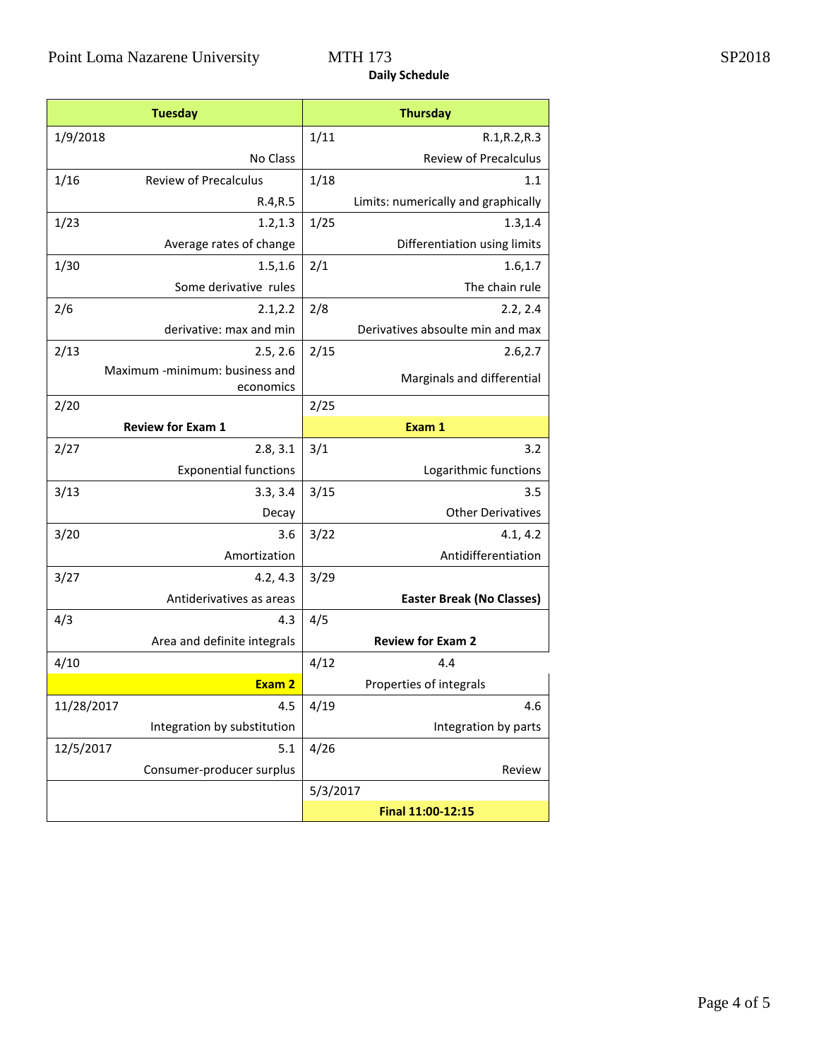Point Loma Nazarene University MTH 173 SP2018

**Daily Schedule**

| Tuesday | Thursday |
| --- | --- |
| 1/9/2018<br>No Class | 1/11 R.1,R.2,R.3<br>Review of Precalculus |
| 1/16 Review of Precalculus<br>R.4,R.5 | 1/18 1.1<br>Limits: numerically and graphically |
| 1/23 1.2,1.3<br>Average rates of change | 1/25 1.3,1.4<br>Differentiation using limits |
| 1/30 1.5,1.6<br>Some derivative rules | 2/1 1.6,1.7<br>The chain rule |
| 2/6 2.1,2.2<br>derivative: max and min | 2/8 2.2, 2.4<br>Derivatives absoulte min and max |
| 2/13 2.5, 2.6<br>Maximum -minimum: business and economics | 2/15 2.6,2.7<br>Marginals and differential |
| 2/20<br>**Review for Exam 1** | 2/25<br>**Exam 1** |
| 2/27 2.8, 3.1<br>Exponential functions | 3/1 3.2<br>Logarithmic functions |
| 3/13 3.3, 3.4<br>Decay | 3/15 3.5<br>Other Derivatives |
| 3/20 3.6<br>Amortization | 3/22 4.1, 4.2<br>Antidifferentiation |
| 3/27 4.2, 4.3<br>Antiderivatives as areas | 3/29<br>**Easter Break (No Classes)** |
| 4/3 4.3<br>Area and definite integrals | 4/5<br>**Review for Exam 2** |
| 4/10<br>**Exam 2** | 4/12 4.4<br>Properties of integrals |
| 11/28/2017 4.5<br>Integration by substitution | 4/19 4.6<br>Integration by parts |
| 12/5/2017 5.1<br>Consumer-producer surplus | 4/26<br>Review |
| | 5/3/2017<br>**Final 11:00-12:15** |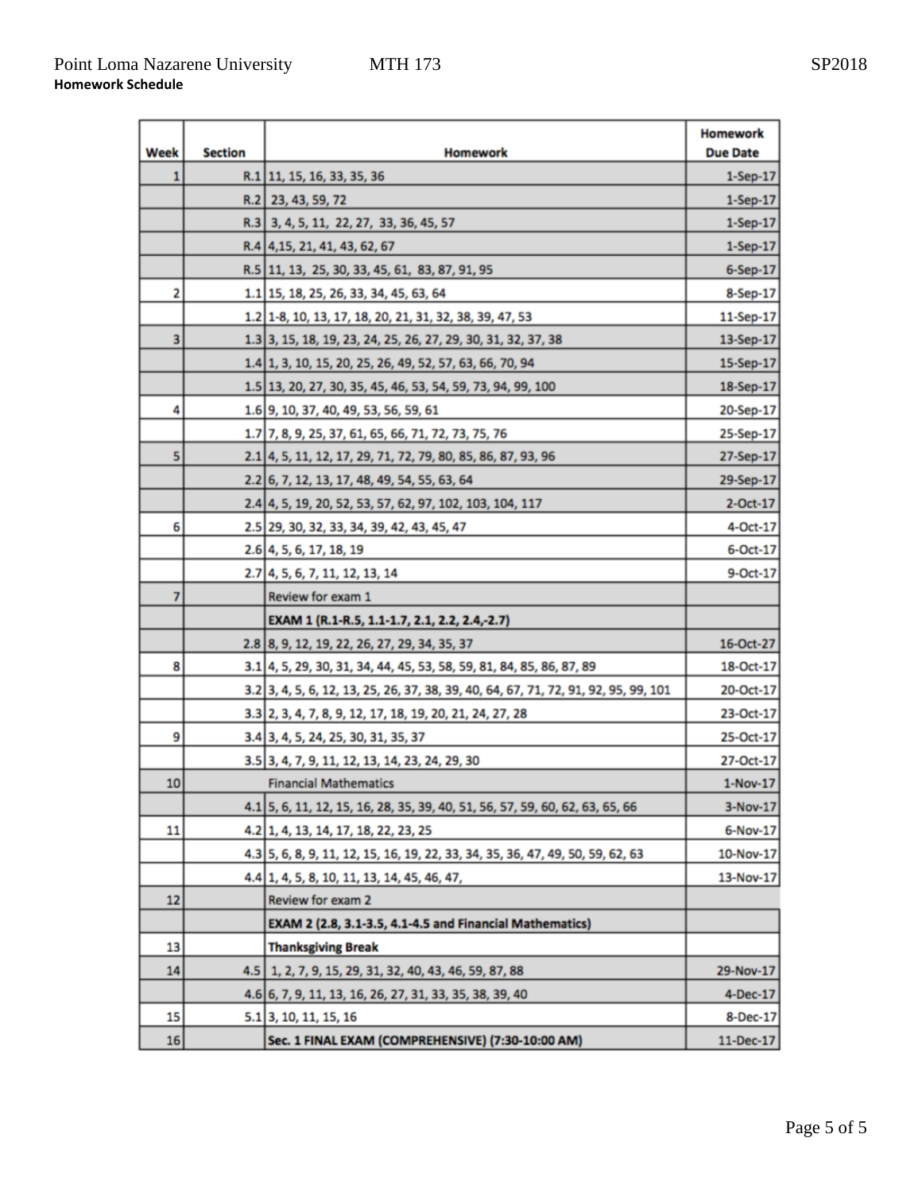**Homework Schedule**

| Week | Section | Homework | Homework Due Date |
|---|---|---|---|
| 1 | R.1 | 11, 15, 16, 33, 35, 36 | 1-Sep-17 |
| | R.2 | 23, 43, 59, 72 | 1-Sep-17 |
| | R.3 | 3, 4, 5, 11, 22, 27, 33, 36, 45, 57 | 1-Sep-17 |
| | R.4 | 4,15, 21, 41, 43, 62, 67 | 1-Sep-17 |
| | R.5 | 11, 13, 25, 30, 33, 45, 61, 83, 87, 91, 95 | 6-Sep-17 |
| 2 | 1.1 | 15, 18, 25, 26, 33, 34, 45, 63, 64 | 8-Sep-17 |
| | 1.2 | 1-8, 10, 13, 17, 18, 20, 21, 31, 32, 38, 39, 47, 53 | 11-Sep-17 |
| 3 | 1.3 | 3, 15, 18, 19, 23, 24, 25, 26, 27, 29, 30, 31, 32, 37, 38 | 13-Sep-17 |
| | 1.4 | 1, 3, 10, 15, 20, 25, 26, 49, 52, 57, 63, 66, 70, 94 | 15-Sep-17 |
| | 1.5 | 13, 20, 27, 30, 35, 45, 46, 53, 54, 59, 73, 94, 99, 100 | 18-Sep-17 |
| 4 | 1.6 | 9, 10, 37, 40, 49, 53, 56, 59, 61 | 20-Sep-17 |
| | 1.7 | 7, 8, 9, 25, 37, 61, 65, 66, 71, 72, 73, 75, 76 | 25-Sep-17 |
| 5 | 2.1 | 4, 5, 11, 12, 17, 29, 71, 72, 79, 80, 85, 86, 87, 93, 96 | 27-Sep-17 |
| | 2.2 | 6, 7, 12, 13, 17, 48, 49, 54, 55, 63, 64 | 29-Sep-17 |
| | 2.4 | 4, 5, 19, 20, 52, 53, 57, 62, 97, 102, 103, 104, 117 | 2-Oct-17 |
| 6 | 2.5 | 29, 30, 32, 33, 34, 39, 42, 43, 45, 47 | 4-Oct-17 |
| | 2.6 | 4, 5, 6, 17, 18, 19 | 6-Oct-17 |
| | 2.7 | 4, 5, 6, 7, 11, 12, 13, 14 | 9-Oct-17 |
| 7 | | Review for exam 1 | |
| | | **EXAM 1 (R.1-R.5, 1.1-1.7, 2.1, 2.2, 2.4,-2.7)** | |
| | 2.8 | 8, 9, 12, 19, 22, 26, 27, 29, 34, 35, 37 | 16-Oct-27 |
| 8 | 3.1 | 4, 5, 29, 30, 31, 34, 44, 45, 53, 58, 59, 81, 84, 85, 86, 87, 89 | 18-Oct-17 |
| | 3.2 | 3, 4, 5, 6, 12, 13, 25, 26, 37, 38, 39, 40, 64, 67, 71, 72, 91, 92, 95, 99, 101 | 20-Oct-17 |
| | 3.3 | 2, 3, 4, 7, 8, 9, 12, 17, 18, 19, 20, 21, 24, 27, 28 | 23-Oct-17 |
| 9 | 3.4 | 3, 4, 5, 24, 25, 30, 31, 35, 37 | 25-Oct-17 |
| | 3.5 | 3, 4, 7, 9, 11, 12, 13, 14, 23, 24, 29, 30 | 27-Oct-17 |
| 10 | | Financial Mathematics | 1-Nov-17 |
| | 4.1 | 5, 6, 11, 12, 15, 16, 28, 35, 39, 40, 51, 56, 57, 59, 60, 62, 63, 65, 66 | 3-Nov-17 |
| 11 | 4.2 | 1, 4, 13, 14, 17, 18, 22, 23, 25 | 6-Nov-17 |
| | 4.3 | 5, 6, 8, 9, 11, 12, 15, 16, 19, 22, 33, 34, 35, 36, 47, 49, 50, 59, 62, 63 | 10-Nov-17 |
| | 4.4 | 1, 4, 5, 8, 10, 11, 13, 14, 45, 46, 47, | 13-Nov-17 |
| 12 | | Review for exam 2 | |
| | | **EXAM 2 (2.8, 3.1-3.5, 4.1-4.5 and Financial Mathematics)** | |
| 13 | | **Thanksgiving Break** | |
| 14 | 4.5 | 1, 2, 7, 9, 15, 29, 31, 32, 40, 43, 46, 59, 87, 88 | 29-Nov-17 |
| | 4.6 | 6, 7, 9, 11, 13, 16, 26, 27, 31, 33, 35, 38, 39, 40 | 4-Dec-17 |
| 15 | 5.1 | 3, 10, 11, 15, 16 | 8-Dec-17 |
| 16 | | **Sec. 1 FINAL EXAM (COMPREHENSIVE) (7:30-10:00 AM)** | 11-Dec-17 |